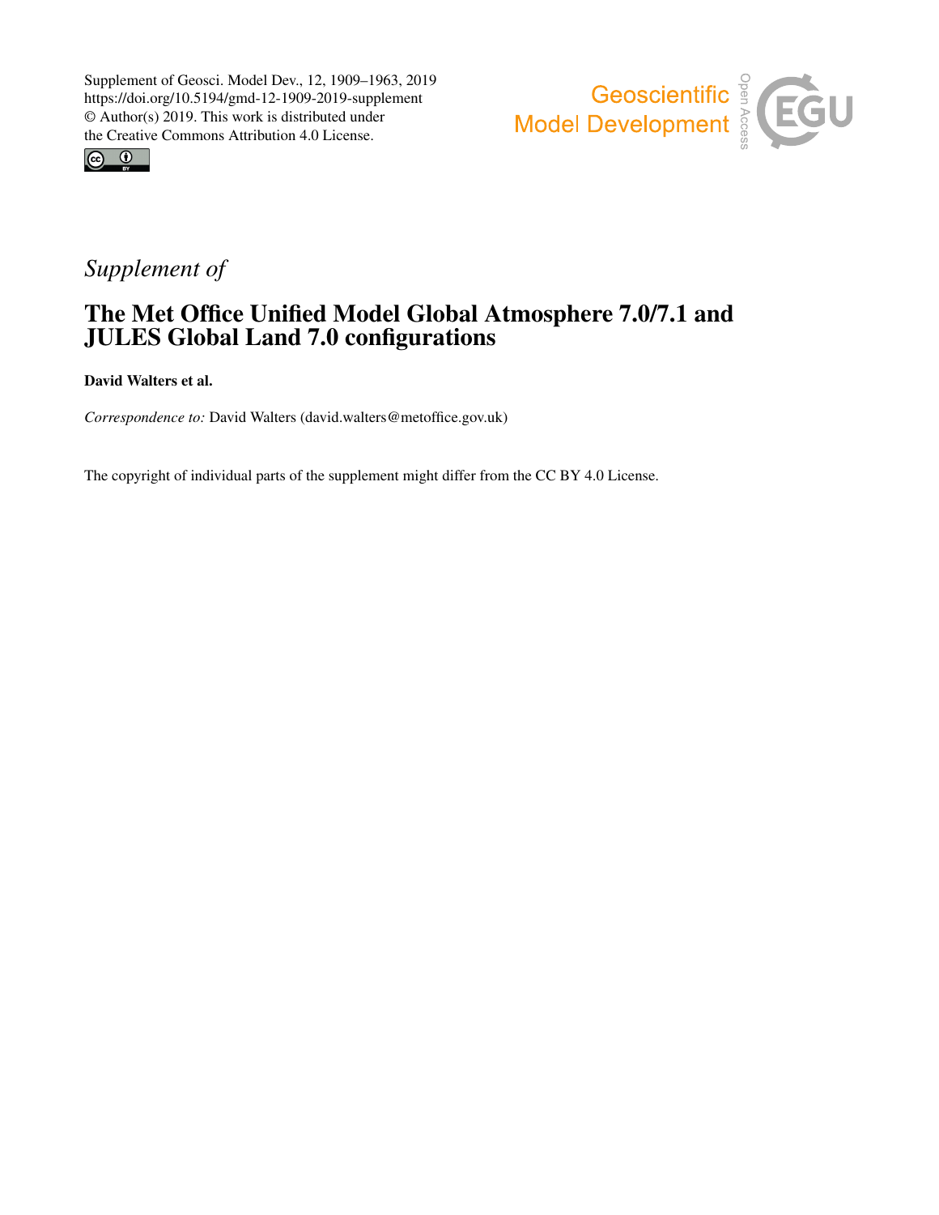Supplement of Geosci. Model Dev., 12, 1909–1963, 2019
https://doi.org/10.5194/gmd-12-1909-2019-supplement
© Author(s) 2019. This work is distributed under
the Creative Commons Attribution 4.0 License.

*Supplement of*

# The Met Office Unified Model Global Atmosphere 7.0/7.1 and JULES Global Land 7.0 configurations

**David Walters et al.**

*Correspondence to:* David Walters (david.walters@metoffice.gov.uk)

The copyright of individual parts of the supplement might differ from the CC BY 4.0 License.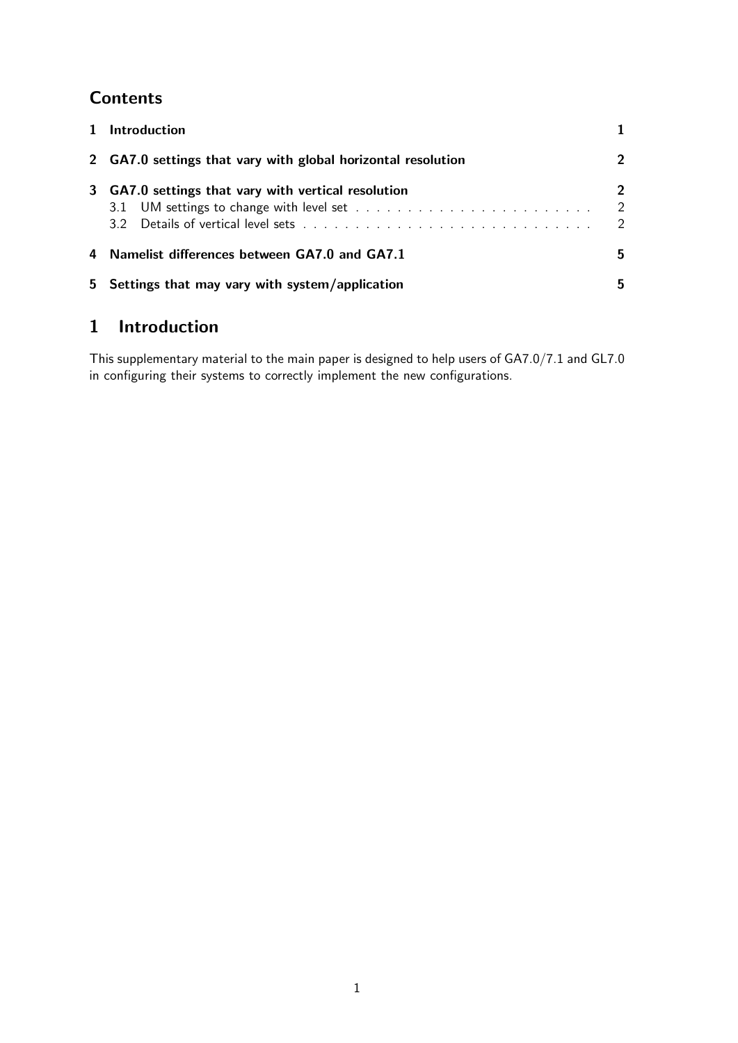## Contents

| | |
|---|---|
| **1 Introduction** | **1** |
| **2 GA7.0 settings that vary with global horizontal resolution** | **2** |
| **3 GA7.0 settings that vary with vertical resolution** | **2** |
| 3.1 UM settings to change with level set | 2 |
| 3.2 Details of vertical level sets | 2 |
| **4 Namelist differences between GA7.0 and GA7.1** | **5** |
| **5 Settings that may vary with system/application** | **5** |

# 1 Introduction

This supplementary material to the main paper is designed to help users of GA7.0/7.1 and GL7.0 in configuring their systems to correctly implement the new configurations.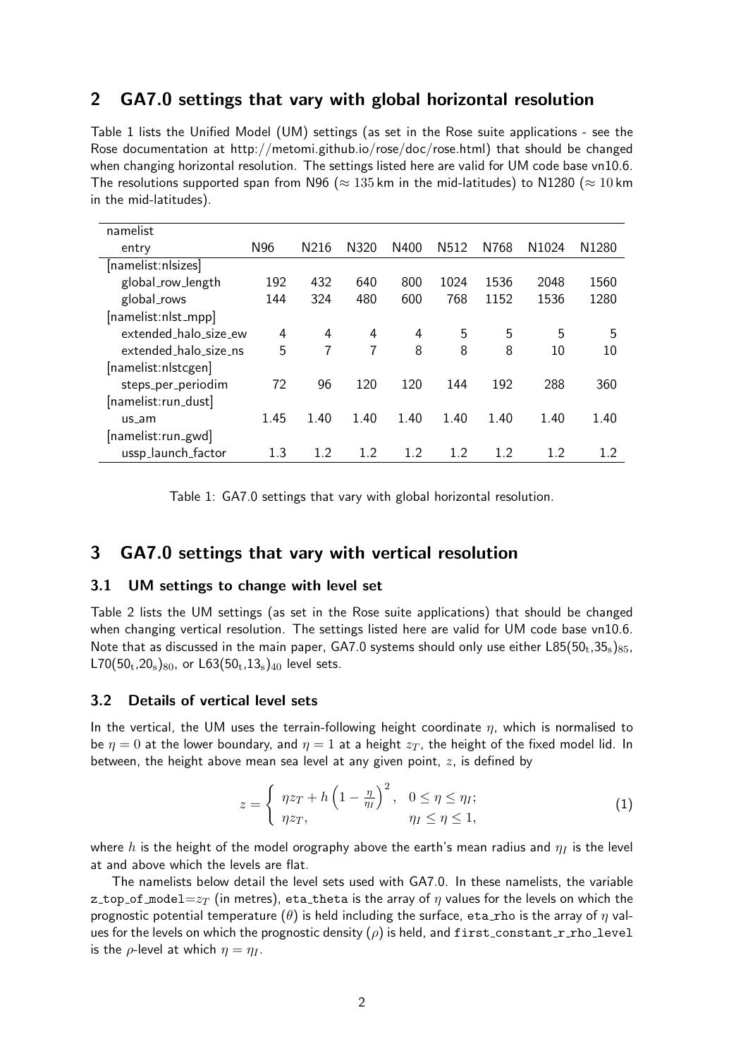## 2 GA7.0 settings that vary with global horizontal resolution

Table 1 lists the Unified Model (UM) settings (as set in the Rose suite applications - see the Rose documentation at http://metomi.github.io/rose/doc/rose.html) that should be changed when changing horizontal resolution. The settings listed here are valid for UM code base vn10.6. The resolutions supported span from N96 ($\approx 135$ km in the mid-latitudes) to N1280 ($\approx 10$ km in the mid-latitudes).

| namelist entry | N96 | N216 | N320 | N400 | N512 | N768 | N1024 | N1280 |
|---|---|---|---|---|---|---|---|---|
| [namelist:nlsizes] | | | | | | | | |
| global_row_length | 192 | 432 | 640 | 800 | 1024 | 1536 | 2048 | 1560 |
| global_rows | 144 | 324 | 480 | 600 | 768 | 1152 | 1536 | 1280 |
| [namelist:nlst_mpp] | | | | | | | | |
| extended_halo_size_ew | 4 | 4 | 4 | 4 | 5 | 5 | 5 | 5 |
| extended_halo_size_ns | 5 | 7 | 7 | 8 | 8 | 8 | 10 | 10 |
| [namelist:nlstcgen] | | | | | | | | |
| steps_per_periodim | 72 | 96 | 120 | 120 | 144 | 192 | 288 | 360 |
| [namelist:run_dust] | | | | | | | | |
| us_am | 1.45 | 1.40 | 1.40 | 1.40 | 1.40 | 1.40 | 1.40 | 1.40 |
| [namelist:run_gwd] | | | | | | | | |
| ussp_launch_factor | 1.3 | 1.2 | 1.2 | 1.2 | 1.2 | 1.2 | 1.2 | 1.2 |

Table 1: GA7.0 settings that vary with global horizontal resolution.

## 3 GA7.0 settings that vary with vertical resolution

### 3.1 UM settings to change with level set

Table 2 lists the UM settings (as set in the Rose suite applications) that should be changed when changing vertical resolution. The settings listed here are valid for UM code base vn10.6. Note that as discussed in the main paper, GA7.0 systems should only use either L85($50_\mathrm{t}$,$35_\mathrm{s}$)$_{85}$, L70($50_\mathrm{t}$,$20_\mathrm{s}$)$_{80}$, or L63($50_\mathrm{t}$,$13_\mathrm{s}$)$_{40}$ level sets.

### 3.2 Details of vertical level sets

In the vertical, the UM uses the terrain-following height coordinate $\eta$, which is normalised to be $\eta = 0$ at the lower boundary, and $\eta = 1$ at a height $z_T$, the height of the fixed model lid. In between, the height above mean sea level at any given point, $z$, is defined by

$$z = \begin{cases} \eta z_T + h\left(1 - \frac{\eta}{\eta_I}\right)^2, & 0 \leq \eta \leq \eta_I; \\ \eta z_T, & \eta_I \leq \eta \leq 1, \end{cases} \tag{1}$$

where $h$ is the height of the model orography above the earth's mean radius and $\eta_I$ is the level at and above which the levels are flat.

The namelists below detail the level sets used with GA7.0. In these namelists, the variable z_top_of_model$=z_T$ (in metres), eta_theta is the array of $\eta$ values for the levels on which the prognostic potential temperature ($\theta$) is held including the surface, eta_rho is the array of $\eta$ values for the levels on which the prognostic density ($\rho$) is held, and first_constant_r_rho_level is the $\rho$-level at which $\eta = \eta_I$.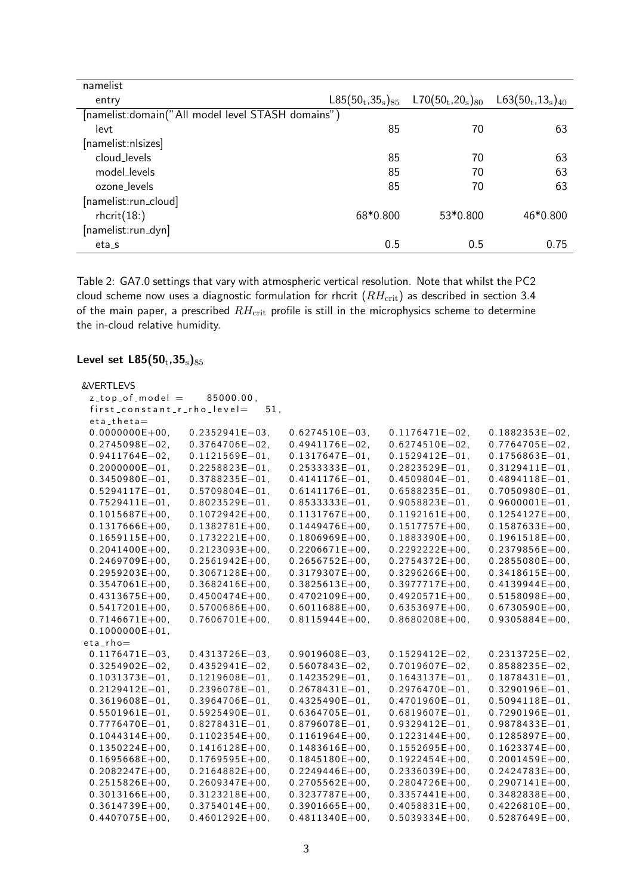| namelist entry | $L85(50_t,35_s)_{85}$ | $L70(50_t,20_s)_{80}$ | $L63(50_t,13_s)_{40}$ |
|---|---|---|---|
| [namelist:domain("All model level STASH domains")] | | | |
| levt | 85 | 70 | 63 |
| [namelist:nlsizes] | | | |
| cloud_levels | 85 | 70 | 63 |
| model_levels | 85 | 70 | 63 |
| ozone_levels | 85 | 70 | 63 |
| [namelist:run_cloud] | | | |
| rhcrit(18:) | 68*0.800 | 53*0.800 | 46*0.800 |
| [namelist:run_dyn] | | | |
| eta_s | 0.5 | 0.5 | 0.75 |

Table 2: GA7.0 settings that vary with atmospheric vertical resolution. Note that whilst the PC2 cloud scheme now uses a diagnostic formulation for rhcrit ($RH_{\mathrm{crit}}$) as described in section 3.4 of the main paper, a prescribed $RH_{\mathrm{crit}}$ profile is still in the microphysics scheme to determine the in-cloud relative humidity.

### Level set $L85(50_t,35_s)_{85}$

```
&VERTLEVS
 z_top_of_model =     85000.00,
 first_constant_r_rho_level=   51,
 eta_theta=
 0.0000000E+00,   0.2352941E-03,   0.6274510E-03,   0.1176471E-02,   0.1882353E-02,
 0.2745098E-02,   0.3764706E-02,   0.4941176E-02,   0.6274510E-02,   0.7764705E-02,
 0.9411764E-02,   0.1121569E-01,   0.1317647E-01,   0.1529412E-01,   0.1756863E-01,
 0.2000000E-01,   0.2258823E-01,   0.2533333E-01,   0.2823529E-01,   0.3129411E-01,
 0.3450980E-01,   0.3788235E-01,   0.4141176E-01,   0.4509804E-01,   0.4894118E-01,
 0.5294117E-01,   0.5709804E-01,   0.6141176E-01,   0.6588235E-01,   0.7050980E-01,
 0.7529411E-01,   0.8023529E-01,   0.8533333E-01,   0.9058823E-01,   0.9600001E-01,
 0.1015687E+00,   0.1072942E+00,   0.1131767E+00,   0.1192161E+00,   0.1254127E+00,
 0.1317666E+00,   0.1382781E+00,   0.1449476E+00,   0.1517757E+00,   0.1587633E+00,
 0.1659115E+00,   0.1732221E+00,   0.1806969E+00,   0.1883390E+00,   0.1961518E+00,
 0.2041400E+00,   0.2123093E+00,   0.2206671E+00,   0.2292222E+00,   0.2379856E+00,
 0.2469709E+00,   0.2561942E+00,   0.2656752E+00,   0.2754372E+00,   0.2855080E+00,
 0.2959203E+00,   0.3067128E+00,   0.3179307E+00,   0.3296266E+00,   0.3418615E+00,
 0.3547061E+00,   0.3682416E+00,   0.3825613E+00,   0.3977717E+00,   0.4139944E+00,
 0.4313675E+00,   0.4500474E+00,   0.4702109E+00,   0.4920571E+00,   0.5158098E+00,
 0.5417201E+00,   0.5700686E+00,   0.6011688E+00,   0.6353697E+00,   0.6730590E+00,
 0.7146671E+00,   0.7606701E+00,   0.8115944E+00,   0.8680208E+00,   0.9305884E+00,
 0.1000000E+01,
 eta_rho=
 0.1176471E-03,   0.4313726E-03,   0.9019608E-03,   0.1529412E-02,   0.2313725E-02,
 0.3254902E-02,   0.4352941E-02,   0.5607843E-02,   0.7019607E-02,   0.8588235E-02,
 0.1031373E-01,   0.1219608E-01,   0.1423529E-01,   0.1643137E-01,   0.1878431E-01,
 0.2129412E-01,   0.2396078E-01,   0.2678431E-01,   0.2976470E-01,   0.3290196E-01,
 0.3619608E-01,   0.3964706E-01,   0.4325490E-01,   0.4701960E-01,   0.5094118E-01,
 0.5501961E-01,   0.5925490E-01,   0.6364705E-01,   0.6819607E-01,   0.7290196E-01,
 0.7776470E-01,   0.8278431E-01,   0.8796078E-01,   0.9329412E-01,   0.9878433E-01,
 0.1044314E+00,   0.1102354E+00,   0.1161964E+00,   0.1223144E+00,   0.1285897E+00,
 0.1350224E+00,   0.1416128E+00,   0.1483616E+00,   0.1552695E+00,   0.1623374E+00,
 0.1695668E+00,   0.1769595E+00,   0.1845180E+00,   0.1922454E+00,   0.2001459E+00,
 0.2082247E+00,   0.2164882E+00,   0.2249446E+00,   0.2336039E+00,   0.2424783E+00,
 0.2515826E+00,   0.2609347E+00,   0.2705562E+00,   0.2804726E+00,   0.2907141E+00,
 0.3013166E+00,   0.3123218E+00,   0.3237787E+00,   0.3357441E+00,   0.3482838E+00,
 0.3614739E+00,   0.3754014E+00,   0.3901665E+00,   0.4058831E+00,   0.4226810E+00,
 0.4407075E+00,   0.4601292E+00,   0.4811340E+00,   0.5039334E+00,   0.5287649E+00,
```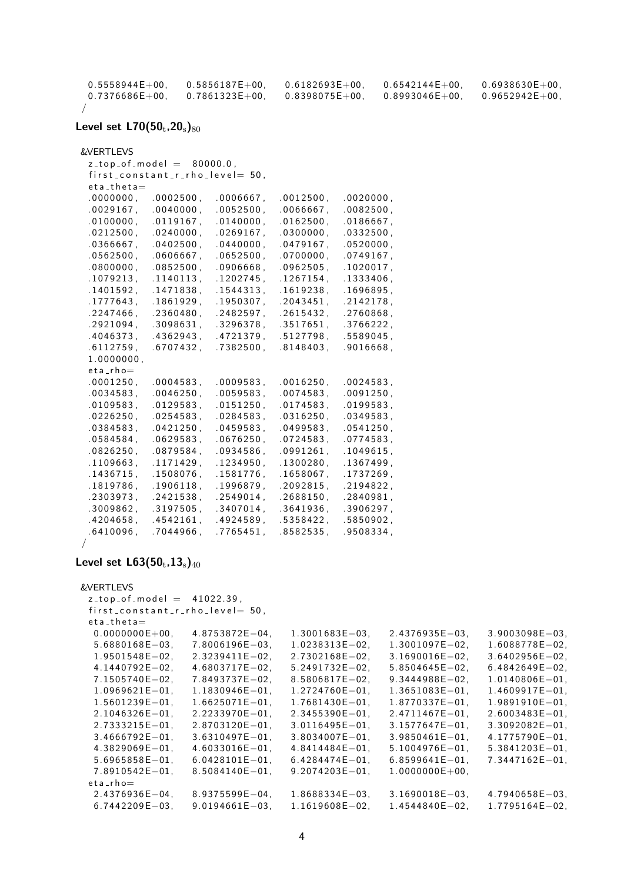```
  0.5558944E+00,   0.5856187E+00,   0.6182693E+00,   0.6542144E+00,   0.6938630E+00,
  0.7376686E+00,   0.7861323E+00,   0.8398075E+00,   0.8993046E+00,   0.9652942E+00,
 /
```

### Level set L70($50_t$,$20_s$)$_{80}$

```
 &VERTLEVS
  z_top_of_model =  80000.0,
  first_constant_r_rho_level= 50,
  eta_theta=
  .0000000,  .0002500,  .0006667,  .0012500,  .0020000,
  .0029167,  .0040000,  .0052500,  .0066667,  .0082500,
  .0100000,  .0119167,  .0140000,  .0162500,  .0186667,
  .0212500,  .0240000,  .0269167,  .0300000,  .0332500,
  .0366667,  .0402500,  .0440000,  .0479167,  .0520000,
  .0562500,  .0606667,  .0652500,  .0700000,  .0749167,
  .0800000,  .0852500,  .0906668,  .0962505,  .1020017,
  .1079213,  .1140113,  .1202745,  .1267154,  .1333406,
  .1401592,  .1471838,  .1544313,  .1619238,  .1696895,
  .1777643,  .1861929,  .1950307,  .2043451,  .2142178,
  .2247466,  .2360480,  .2482597,  .2615432,  .2760868,
  .2921094,  .3098631,  .3296378,  .3517651,  .3766222,
  .4046373,  .4362943,  .4721379,  .5127798,  .5589045,
  .6112759,  .6707432,  .7382500,  .8148403,  .9016668,
  1.0000000,
  eta_rho=
  .0001250,  .0004583,  .0009583,  .0016250,  .0024583,
  .0034583,  .0046250,  .0059583,  .0074583,  .0091250,
  .0109583,  .0129583,  .0151250,  .0174583,  .0199583,
  .0226250,  .0254583,  .0284583,  .0316250,  .0349583,
  .0384583,  .0421250,  .0459583,  .0499583,  .0541250,
  .0584584,  .0629583,  .0676250,  .0724583,  .0774583,
  .0826250,  .0879584,  .0934586,  .0991261,  .1049615,
  .1109663,  .1171429,  .1234950,  .1300280,  .1367499,
  .1436715,  .1508076,  .1581776,  .1658067,  .1737269,
  .1819786,  .1906118,  .1996879,  .2092815,  .2194822,
  .2303973,  .2421538,  .2549014,  .2688150,  .2840981,
  .3009862,  .3197505,  .3407014,  .3641936,  .3906297,
  .4204658,  .4542161,  .4924589,  .5358422,  .5850902,
  .6410096,  .7044966,  .7765451,  .8582535,  .9508334,
 /
```

### Level set L63($50_t$,$13_s$)$_{40}$

```
 &VERTLEVS
  z_top_of_model =  41022.39,
  first_constant_r_rho_level= 50,
  eta_theta=
  0.0000000E+00,   4.8753872E-04,   1.3001683E-03,   2.4376935E-03,   3.9003098E-03,
  5.6880168E-03,   7.8006196E-03,   1.0238313E-02,   1.3001097E-02,   1.6088778E-02,
  1.9501548E-02,   2.3239411E-02,   2.7302168E-02,   3.1690016E-02,   3.6402956E-02,
  4.1440792E-02,   4.6803717E-02,   5.2491732E-02,   5.8504645E-02,   6.4842649E-02,
  7.1505740E-02,   7.8493737E-02,   8.5806817E-02,   9.3444988E-02,   1.0140806E-01,
  1.0969621E-01,   1.1830946E-01,   1.2724760E-01,   1.3651083E-01,   1.4609917E-01,
  1.5601239E-01,   1.6625071E-01,   1.7681430E-01,   1.8770337E-01,   1.9891910E-01,
  2.1046326E-01,   2.2233970E-01,   2.3455390E-01,   2.4711467E-01,   2.6003483E-01,
  2.7333215E-01,   2.8703120E-01,   3.0116495E-01,   3.1577647E-01,   3.3092082E-01,
  3.4666792E-01,   3.6310497E-01,   3.8034007E-01,   3.9850461E-01,   4.1775790E-01,
  4.3829069E-01,   4.6033016E-01,   4.8414484E-01,   5.1004976E-01,   5.3841203E-01,
  5.6965858E-01,   6.0428101E-01,   6.4284474E-01,   6.8599641E-01,   7.3447162E-01,
  7.8910542E-01,   8.5084140E-01,   9.2074203E-01,   1.0000000E+00,
  eta_rho=
  2.4376936E-04,   8.9375599E-04,   1.8688334E-03,   3.1690018E-03,   4.7940658E-03,
  6.7442209E-03,   9.0194661E-03,   1.1619608E-02,   1.4544840E-02,   1.7795164E-02,
```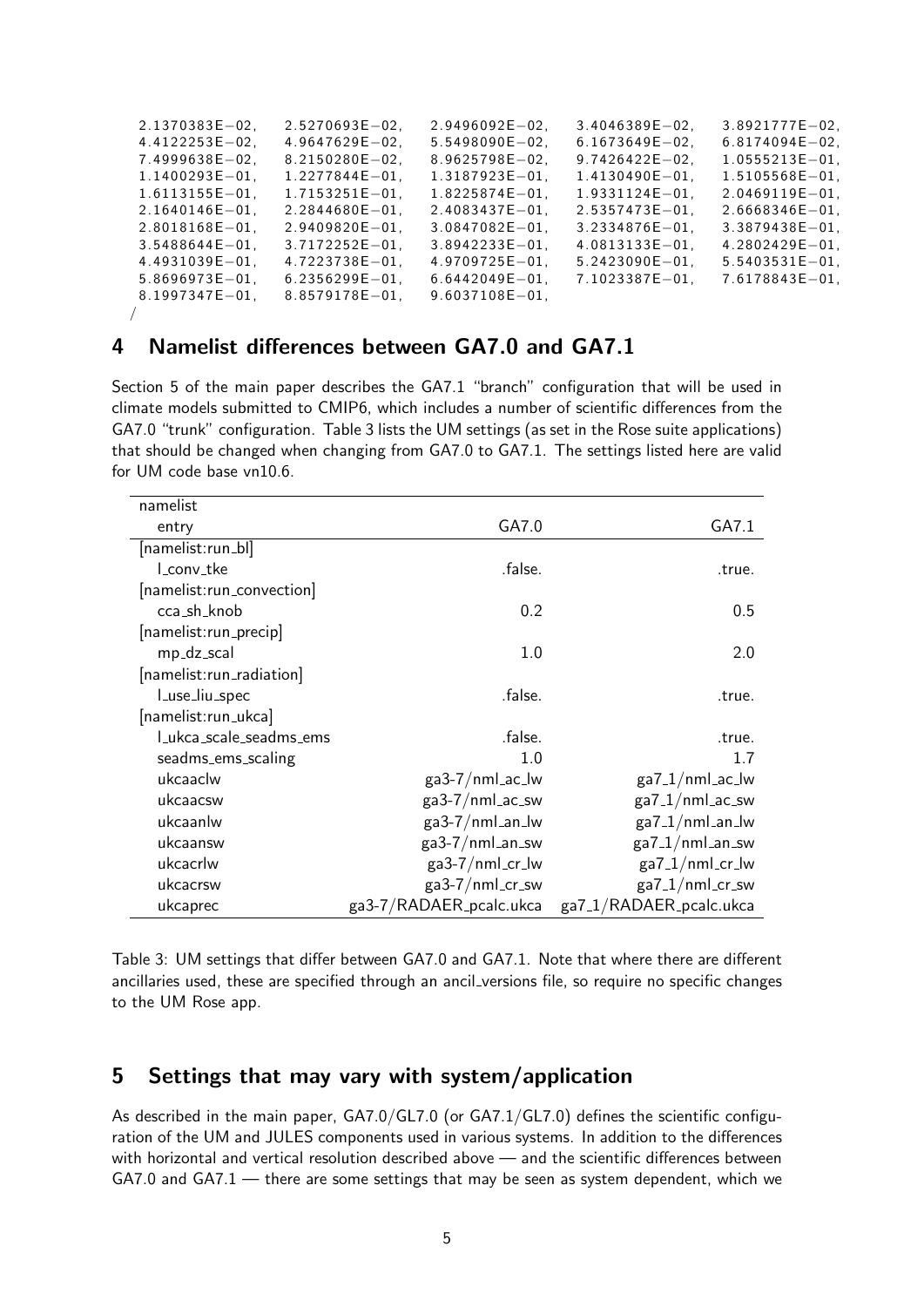```
2.1370383E−02,  2.5270693E−02,  2.9496092E−02,  3.4046389E−02,  3.8921777E−02,
4.4122253E−02,  4.9647629E−02,  5.5498090E−02,  6.1673649E−02,  6.8174094E−02,
7.4999638E−02,  8.2150280E−02,  8.9625798E−02,  9.7426422E−02,  1.0555213E−01,
1.1400293E−01,  1.2277844E−01,  1.3187923E−01,  1.4130490E−01,  1.5105568E−01,
1.6113155E−01,  1.7153251E−01,  1.8225874E−01,  1.9331124E−01,  2.0469119E−01,
2.1640146E−01,  2.2844680E−01,  2.4083437E−01,  2.5357473E−01,  2.6668346E−01,
2.8018168E−01,  2.9409820E−01,  3.0847082E−01,  3.2334876E−01,  3.3879438E−01,
3.5488644E−01,  3.7172252E−01,  3.8942233E−01,  4.0813133E−01,  4.2802429E−01,
4.4931039E−01,  4.7223738E−01,  4.9709725E−01,  5.2423090E−01,  5.5403531E−01,
5.8696973E−01,  6.2356299E−01,  6.6442049E−01,  7.1023387E−01,  7.6178843E−01,
8.1997347E−01,  8.8579178E−01,  9.6037108E−01,
/
```

## 4 Namelist differences between GA7.0 and GA7.1

Section 5 of the main paper describes the GA7.1 "branch" configuration that will be used in climate models submitted to CMIP6, which includes a number of scientific differences from the GA7.0 "trunk" configuration. Table 3 lists the UM settings (as set in the Rose suite applications) that should be changed when changing from GA7.0 to GA7.1. The settings listed here are valid for UM code base vn10.6.

| namelist<br>entry | GA7.0 | GA7.1 |
|---|---|---|
| [namelist:run_bl] | | |
| l_conv_tke | .false. | .true. |
| [namelist:run_convection] | | |
| cca_sh_knob | 0.2 | 0.5 |
| [namelist:run_precip] | | |
| mp_dz_scal | 1.0 | 2.0 |
| [namelist:run_radiation] | | |
| l_use_liu_spec | .false. | .true. |
| [namelist:run_ukca] | | |
| l_ukca_scale_seadms_ems | .false. | .true. |
| seadms_ems_scaling | 1.0 | 1.7 |
| ukcaaclw | ga3-7/nml_ac_lw | ga7_1/nml_ac_lw |
| ukcaacsw | ga3-7/nml_ac_sw | ga7_1/nml_ac_sw |
| ukcaanlw | ga3-7/nml_an_lw | ga7_1/nml_an_lw |
| ukcaansw | ga3-7/nml_an_sw | ga7_1/nml_an_sw |
| ukcacrlw | ga3-7/nml_cr_lw | ga7_1/nml_cr_lw |
| ukcacrsw | ga3-7/nml_cr_sw | ga7_1/nml_cr_sw |
| ukcaprec | ga3-7/RADAER_pcalc.ukca | ga7_1/RADAER_pcalc.ukca |

Table 3: UM settings that differ between GA7.0 and GA7.1. Note that where there are different ancillaries used, these are specified through an ancil_versions file, so require no specific changes to the UM Rose app.

## 5 Settings that may vary with system/application

As described in the main paper, GA7.0/GL7.0 (or GA7.1/GL7.0) defines the scientific configuration of the UM and JULES components used in various systems. In addition to the differences with horizontal and vertical resolution described above — and the scientific differences between GA7.0 and GA7.1 — there are some settings that may be seen as system dependent, which we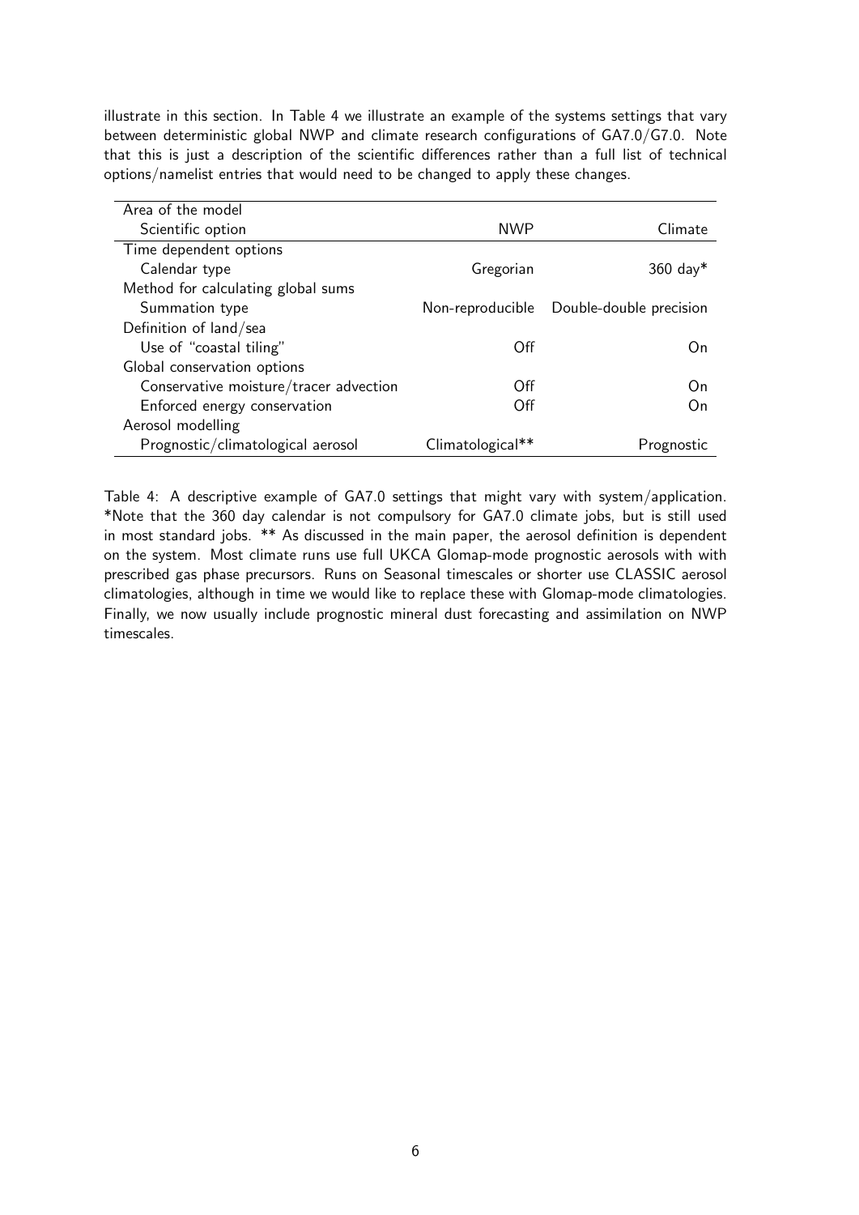illustrate in this section. In Table 4 we illustrate an example of the systems settings that vary between deterministic global NWP and climate research configurations of GA7.0/G7.0. Note that this is just a description of the scientific differences rather than a full list of technical options/namelist entries that would need to be changed to apply these changes.

| Area of the model | | |
|---|---|---|
| Scientific option | NWP | Climate |
| Time dependent options | | |
| Calendar type | Gregorian | 360 day* |
| Method for calculating global sums | | |
| Summation type | Non-reproducible | Double-double precision |
| Definition of land/sea | | |
| Use of "coastal tiling" | Off | On |
| Global conservation options | | |
| Conservative moisture/tracer advection | Off | On |
| Enforced energy conservation | Off | On |
| Aerosol modelling | | |
| Prognostic/climatological aerosol | Climatological** | Prognostic |

Table 4: A descriptive example of GA7.0 settings that might vary with system/application. *Note that the 360 day calendar is not compulsory for GA7.0 climate jobs, but is still used in most standard jobs. ** As discussed in the main paper, the aerosol definition is dependent on the system. Most climate runs use full UKCA Glomap-mode prognostic aerosols with with prescribed gas phase precursors. Runs on Seasonal timescales or shorter use CLASSIC aerosol climatologies, although in time we would like to replace these with Glomap-mode climatologies. Finally, we now usually include prognostic mineral dust forecasting and assimilation on NWP timescales.